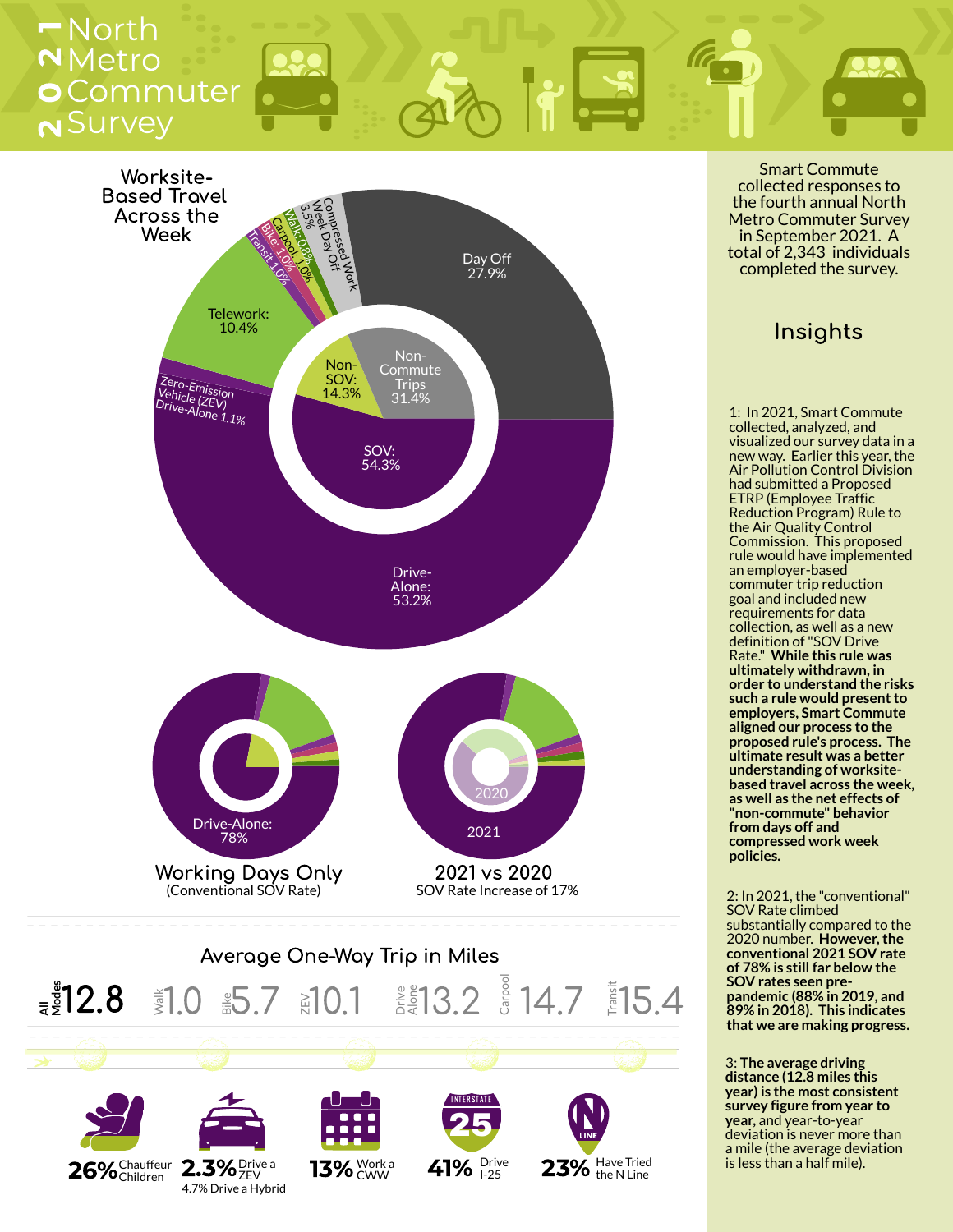# 2021 North Metro Commuter Survey

## Worksite-Based Travel Across the Week

- Day Off 27.9%
- Compressed Work Week Day Off 3.5%
- Walk: 0.8%
- Carpool: 1.0%
- Bike: 1.0%
- Transit 1.0%
- Telework: 10.4%
- Zero-Emission Vehicle (ZEV) Drive-Alone 1.1%
- Drive-Alone: 53.2%

Inner ring:

- Non-Commute Trips 31.4%
- Non-SOV: 14.3%
- SOV: 54.3%

**Working Days Only** (Conventional SOV Rate)

Drive-Alone: 78%

**2021 vs 2020** SOV Rate Increase of 17%

2020 / 2021

## Average One-Way Trip in Miles

| All Modes | Walk | Bike | ZEV | Drive Alone | Carpool | Transit |
|---|---|---|---|---|---|---|
| 12.8 | 1.0 | 5.7 | 10.1 | 13.2 | 14.7 | 15.4 |

- **26%** Chauffeur Children
- **2.3%** Drive a ZEV (4.7% Drive a Hybrid)
- **13%** Work a CWW
- **41%** Drive I-25
- **23%** Have Tried the N Line

Smart Commute collected responses to the fourth annual North Metro Commuter Survey in September 2021. A total of 2,343 individuals completed the survey.

## Insights

1: In 2021, Smart Commute collected, analyzed, and visualized our survey data in a new way. Earlier this year, the Air Pollution Control Division had submitted a Proposed ETRP (Employee Traffic Reduction Program) Rule to the Air Quality Control Commission. This proposed rule would have implemented an employer-based commuter trip reduction goal and included new requirements for data collection, as well as a new definition of "SOV Drive Rate." **While this rule was ultimately withdrawn, in order to understand the risks such a rule would present to employers, Smart Commute aligned our process to the proposed rule's process. The ultimate result was a better understanding of worksite-based travel across the week, as well as the net effects of "non-commute" behavior from days off and compressed work week policies.**

2: In 2021, the "conventional" SOV Rate climbed substantially compared to the 2020 number. **However, the conventional 2021 SOV rate of 78% is still far below the SOV rates seen pre-pandemic (88% in 2019, and 89% in 2018). This indicates that we are making progress.**

3: **The average driving distance (12.8 miles this year) is the most consistent survey figure from year to year,** and year-to-year deviation is never more than a mile (the average deviation is less than a half mile).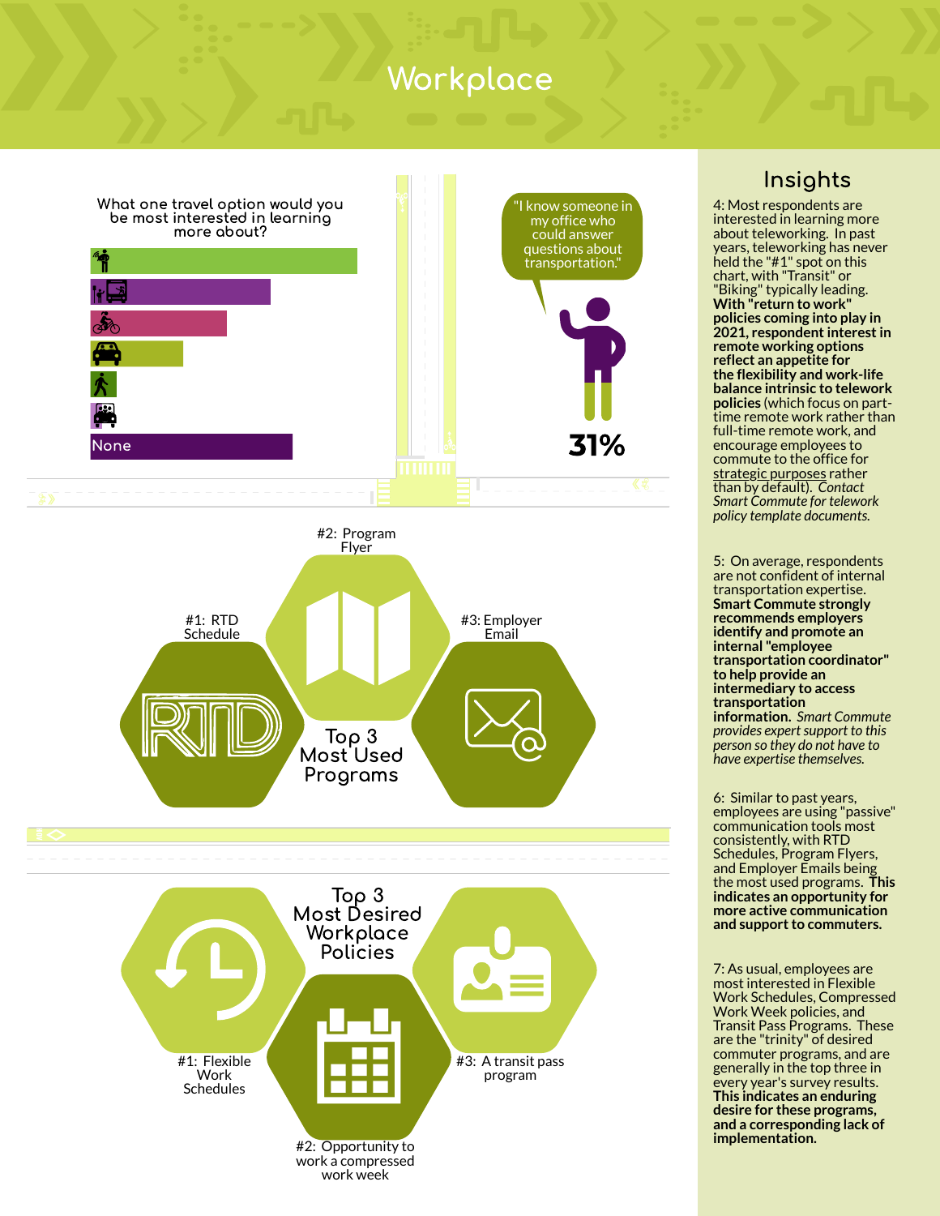# Workplace

What one travel option would you be most interested in learning more about?

- None

"I know someone in my office who could answer questions about transportation."

**31%**

## Top 3 Most Used Programs

- #1: RTD Schedule
- #2: Program Flyer
- #3: Employer Email

## Top 3 Most Desired Workplace Policies

- #1: Flexible Work Schedules
- #2: Opportunity to work a compressed work week
- #3: A transit pass program

## Insights

4: Most respondents are interested in learning more about teleworking. In past years, teleworking has never held the "#1" spot on this chart, with "Transit" or "Biking" typically leading. **With "return to work" policies coming into play in 2021, respondent interest in remote working options reflect an appetite for the flexibility and work-life balance intrinsic to telework policies** (which focus on part-time remote work rather than full-time remote work, and encourage employees to commute to the office for strategic purposes rather than by default). *Contact Smart Commute for telework policy template documents.*

5: On average, respondents are not confident of internal transportation expertise. **Smart Commute strongly recommends employers identify and promote an internal "employee transportation coordinator" to help provide an intermediary to access transportation information.** *Smart Commute provides expert support to this person so they do not have to have expertise themselves.*

6: Similar to past years, employees are using "passive" communication tools most consistently, with RTD Schedules, Program Flyers, and Employer Emails being the most used programs. **This indicates an opportunity for more active communication and support to commuters.**

7: As usual, employees are most interested in Flexible Work Schedules, Compressed Work Week policies, and Transit Pass Programs. These are the "trinity" of desired commuter programs, and are generally in the top three in every year's survey results. **This indicates an enduring desire for these programs, and a corresponding lack of implementation.**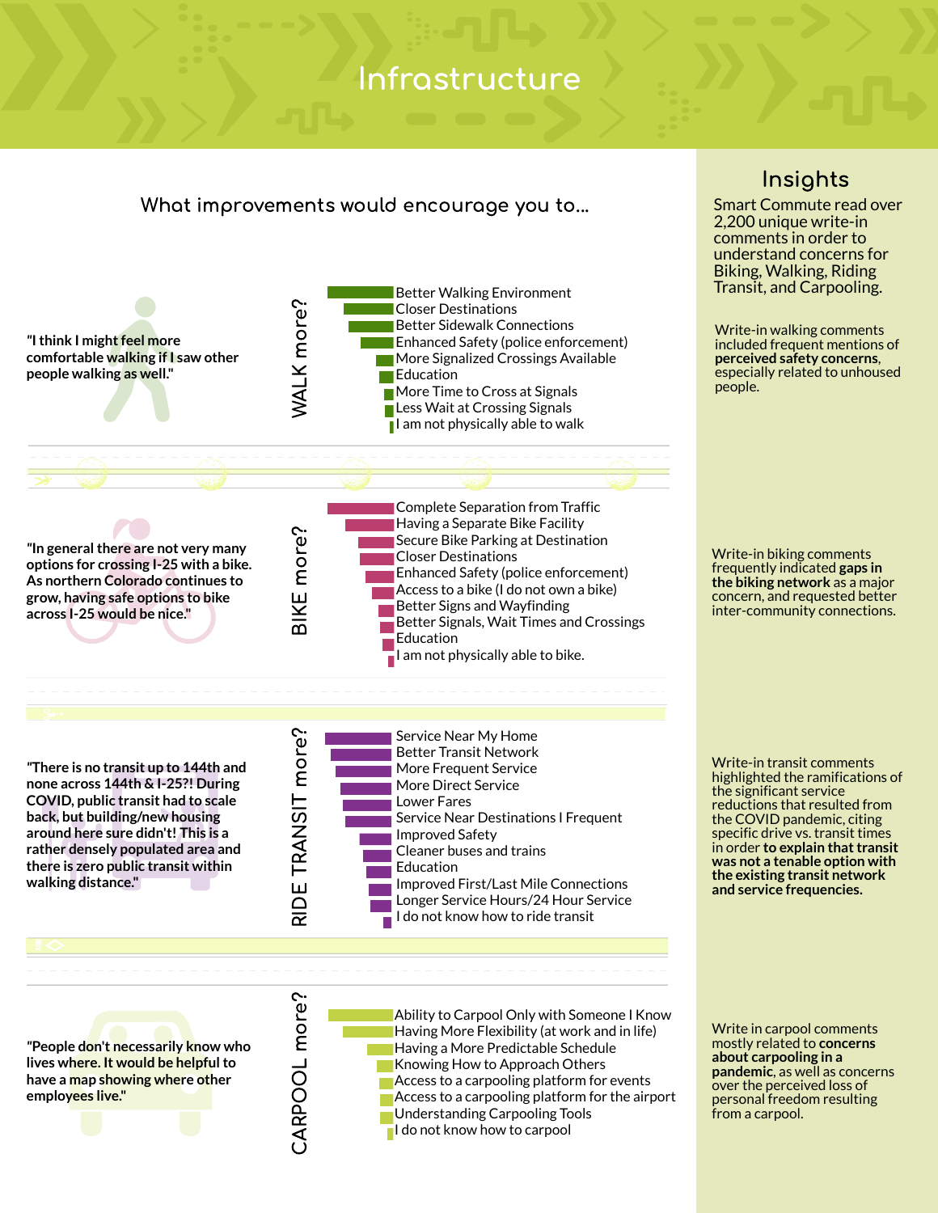# Infrastructure

## What improvements would encourage you to...

### WALK more?

"I think I might feel more comfortable walking if I saw other people walking as well."

- Better Walking Environment
- Closer Destinations
- Better Sidewalk Connections
- Enhanced Safety (police enforcement)
- More Signalized Crossings Available
- Education
- More Time to Cross at Signals
- Less Wait at Crossing Signals
- I am not physically able to walk

### BIKE more?

"In general there are not very many options for crossing I-25 with a bike. As northern Colorado continues to grow, having safe options to bike across I-25 would be nice."

- Complete Separation from Traffic
- Having a Separate Bike Facility
- Secure Bike Parking at Destination
- Closer Destinations
- Enhanced Safety (police enforcement)
- Access to a bike (I do not own a bike)
- Better Signs and Wayfinding
- Better Signals, Wait Times and Crossings
- Education
- I am not physically able to bike.

### RIDE TRANSIT more?

"There is no transit up to 144th and none across 144th & I-25?! During COVID, public transit had to scale back, but building/new housing around here sure didn't! This is a rather densely populated area and there is zero public transit within walking distance."

- Service Near My Home
- Better Transit Network
- More Frequent Service
- More Direct Service
- Lower Fares
- Service Near Destinations I Frequent
- Improved Safety
- Cleaner buses and trains
- Education
- Improved First/Last Mile Connections
- Longer Service Hours/24 Hour Service
- I do not know how to ride transit

### CARPOOL more?

"People don't necessarily know who lives where. It would be helpful to have a map showing where other employees live."

- Ability to Carpool Only with Someone I Know
- Having More Flexibility (at work and in life)
- Having a More Predictable Schedule
- Knowing How to Approach Others
- Access to a carpooling platform for events
- Access to a carpooling platform for the airport
- Understanding Carpooling Tools
- I do not know how to carpool

## Insights

Smart Commute read over 2,200 unique write-in comments in order to understand concerns for Biking, Walking, Riding Transit, and Carpooling.

Write-in walking comments included frequent mentions of **perceived safety concerns**, especially related to unhoused people.

Write-in biking comments frequently indicated **gaps in the biking network** as a major concern, and requested better inter-community connections.

Write-in transit comments highlighted the ramifications of the significant service reductions that resulted from the COVID pandemic, citing specific drive vs. transit times in order **to explain that transit was not a tenable option with the existing transit network and service frequencies.**

Write in carpool comments mostly related to **concerns about carpooling in a pandemic**, as well as concerns over the perceived loss of personal freedom resulting from a carpool.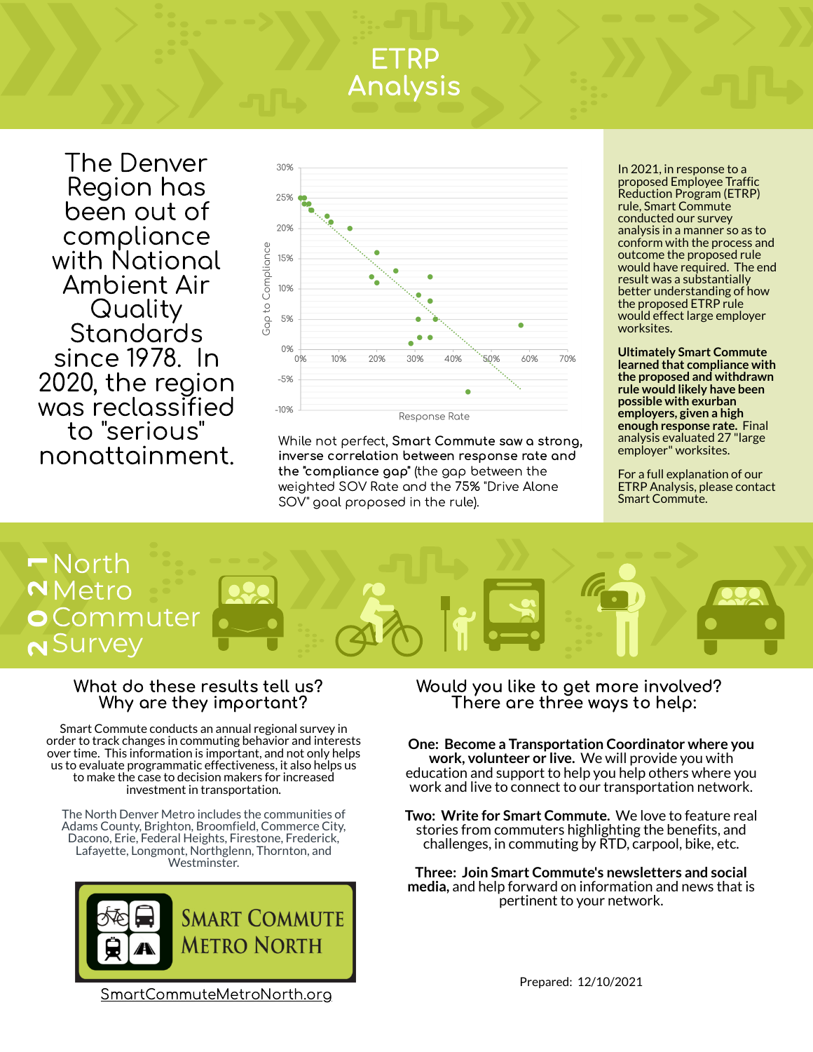# ETRP Analysis

The Denver Region has been out of compliance with National Ambient Air Quality Standards since 1978. In 2020, the region was reclassified to "serious" nonattainment.

30%
25%
20%
15%
10%
5%
0%
-5%
-10%
Gap to Compliance
0%
10%
20%
30%
40%
50%
60%
70%
Response Rate

While not perfect, **Smart Commute saw a strong, inverse correlation between response rate and the "compliance gap"** (the gap between the weighted SOV Rate and the 75% "Drive Alone SOV" goal proposed in the rule).

In 2021, in response to a proposed Employee Traffic Reduction Program (ETRP) rule, Smart Commute conducted our survey analysis in a manner so as to conform with the process and outcome the proposed rule would have required. The end result was a substantially better understanding of how the proposed ETRP rule would effect large employer worksites.

**Ultimately Smart Commute learned that compliance with the proposed and withdrawn rule would likely have been possible with exurban employers, given a high enough response rate.** Final analysis evaluated 27 "large employer" worksites.

For a full explanation of our ETRP Analysis, please contact Smart Commute.

# 2021 North Metro Commuter Survey

## What do these results tell us? Why are they important?

Smart Commute conducts an annual regional survey in order to track changes in commuting behavior and interests over time. This information is important, and not only helps us to evaluate programmatic effectiveness, it also helps us to make the case to decision makers for increased investment in transportation.

The North Denver Metro includes the communities of Adams County, Brighton, Broomfield, Commerce City, Dacono, Erie, Federal Heights, Firestone, Frederick, Lafayette, Longmont, Northglenn, Thornton, and Westminster.

SMART COMMUTE METRO NORTH

SmartCommuteMetroNorth.org

## Would you like to get more involved? There are three ways to help:

**One: Become a Transportation Coordinator where you work, volunteer or live.** We will provide you with education and support to help you help others where you work and live to connect to our transportation network.

**Two: Write for Smart Commute.** We love to feature real stories from commuters highlighting the benefits, and challenges, in commuting by RTD, carpool, bike, etc.

**Three: Join Smart Commute's newsletters and social media,** and help forward on information and news that is pertinent to your network.

Prepared: 12/10/2021